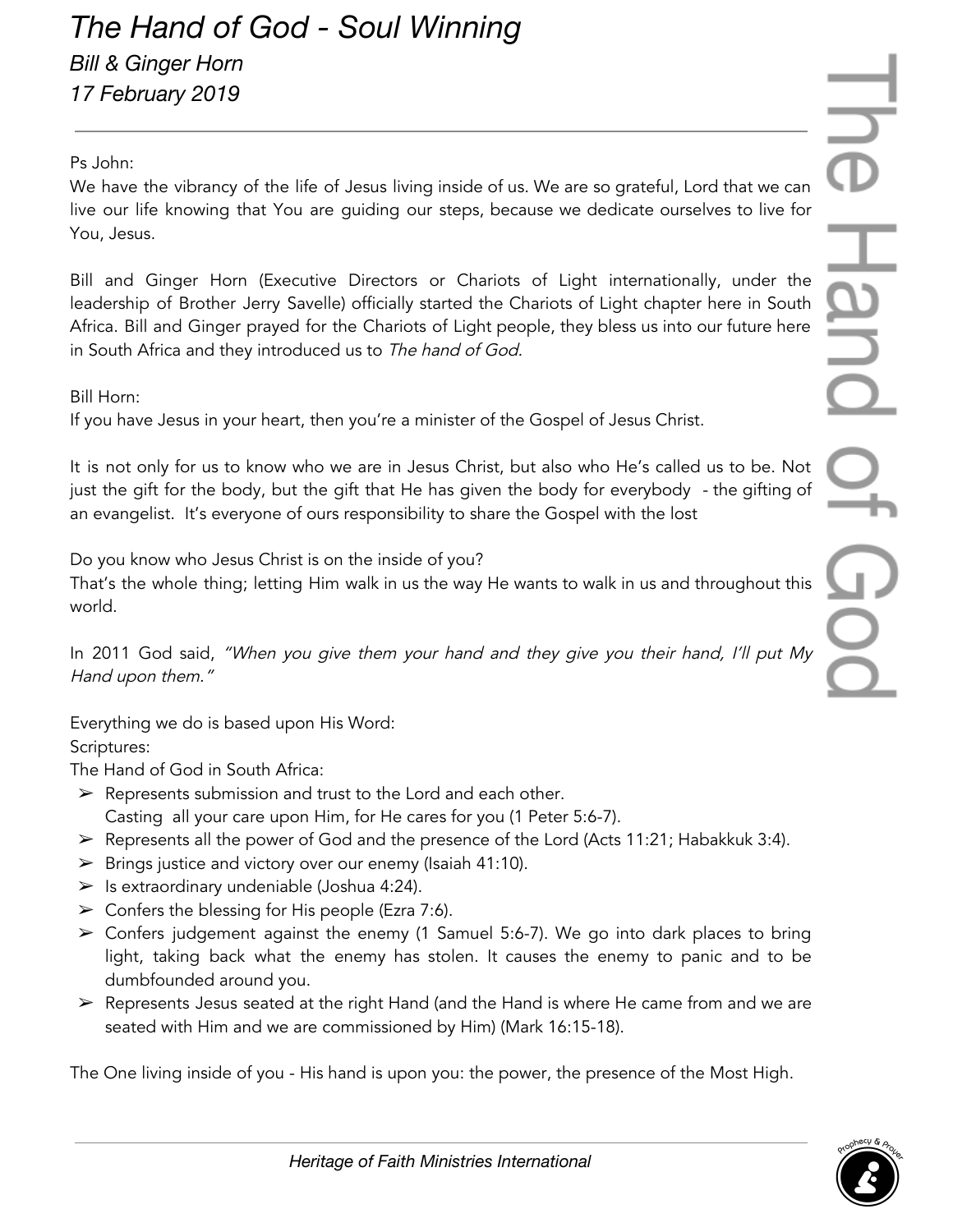# *The Hand of God - Soul Winning*

*Bill & Ginger Horn*
*17 February 2019*

---

Ps John:
We have the vibrancy of the life of Jesus living inside of us. We are so grateful, Lord that we can live our life knowing that You are guiding our steps, because we dedicate ourselves to live for You, Jesus.

Bill and Ginger Horn (Executive Directors or Chariots of Light internationally, under the leadership of Brother Jerry Savelle) officially started the Chariots of Light chapter here in South Africa. Bill and Ginger prayed for the Chariots of Light people, they bless us into our future here in South Africa and they introduced us to *The hand of God.*

Bill Horn:
If you have Jesus in your heart, then you're a minister of the Gospel of Jesus Christ.

It is not only for us to know who we are in Jesus Christ, but also who He's called us to be. Not just the gift for the body, but the gift that He has given the body for everybody - the gifting of an evangelist. It's everyone of ours responsibility to share the Gospel with the lost

Do you know who Jesus Christ is on the inside of you?
That's the whole thing; letting Him walk in us the way He wants to walk in us and throughout this world.

In 2011 God said, *"When you give them your hand and they give you their hand, I'll put My Hand upon them."*

Everything we do is based upon His Word:
Scriptures:
The Hand of God in South Africa:

- Represents submission and trust to the Lord and each other.
  Casting all your care upon Him, for He cares for you (1 Peter 5:6-7).
- Represents all the power of God and the presence of the Lord (Acts 11:21; Habakkuk 3:4).
- Brings justice and victory over our enemy (Isaiah 41:10).
- Is extraordinary undeniable (Joshua 4:24).
- Confers the blessing for His people (Ezra 7:6).
- Confers judgement against the enemy (1 Samuel 5:6-7). We go into dark places to bring light, taking back what the enemy has stolen. It causes the enemy to panic and to be dumbfounded around you.
- Represents Jesus seated at the right Hand (and the Hand is where He came from and we are seated with Him and we are commissioned by Him) (Mark 16:15-18).

The One living inside of you - His hand is upon you: the power, the presence of the Most High.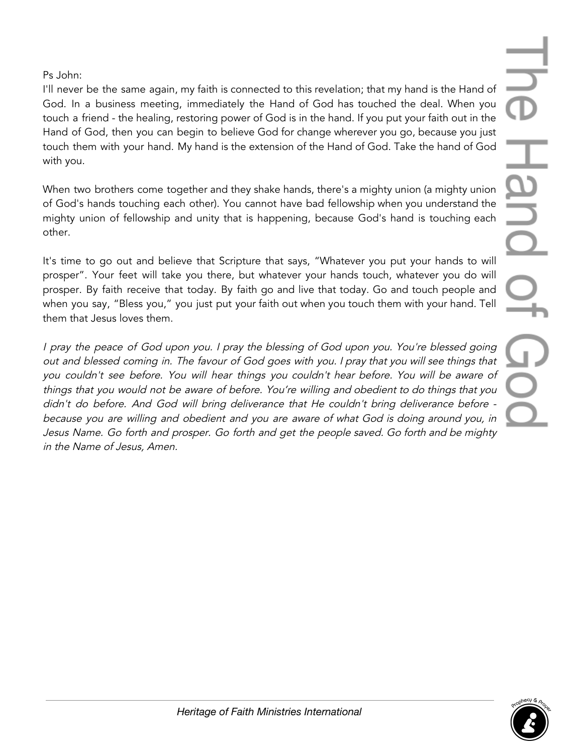Ps John:
I'll never be the same again, my faith is connected to this revelation; that my hand is the Hand of God. In a business meeting, immediately the Hand of God has touched the deal. When you touch a friend - the healing, restoring power of God is in the hand. If you put your faith out in the Hand of God, then you can begin to believe God for change wherever you go, because you just touch them with your hand. My hand is the extension of the Hand of God. Take the hand of God with you.

When two brothers come together and they shake hands, there's a mighty union (a mighty union of God's hands touching each other). You cannot have bad fellowship when you understand the mighty union of fellowship and unity that is happening, because God's hand is touching each other.

It's time to go out and believe that Scripture that says, "Whatever you put your hands to will prosper". Your feet will take you there, but whatever your hands touch, whatever you do will prosper. By faith receive that today. By faith go and live that today. Go and touch people and when you say, "Bless you," you just put your faith out when you touch them with your hand. Tell them that Jesus loves them.

*I pray the peace of God upon you. I pray the blessing of God upon you. You're blessed going out and blessed coming in. The favour of God goes with you. I pray that you will see things that you couldn't see before. You will hear things you couldn't hear before. You will be aware of things that you would not be aware of before. You're willing and obedient to do things that you didn't do before. And God will bring deliverance that He couldn't bring deliverance before - because you are willing and obedient and you are aware of what God is doing around you, in Jesus Name. Go forth and prosper. Go forth and get the people saved. Go forth and be mighty in the Name of Jesus, Amen.*